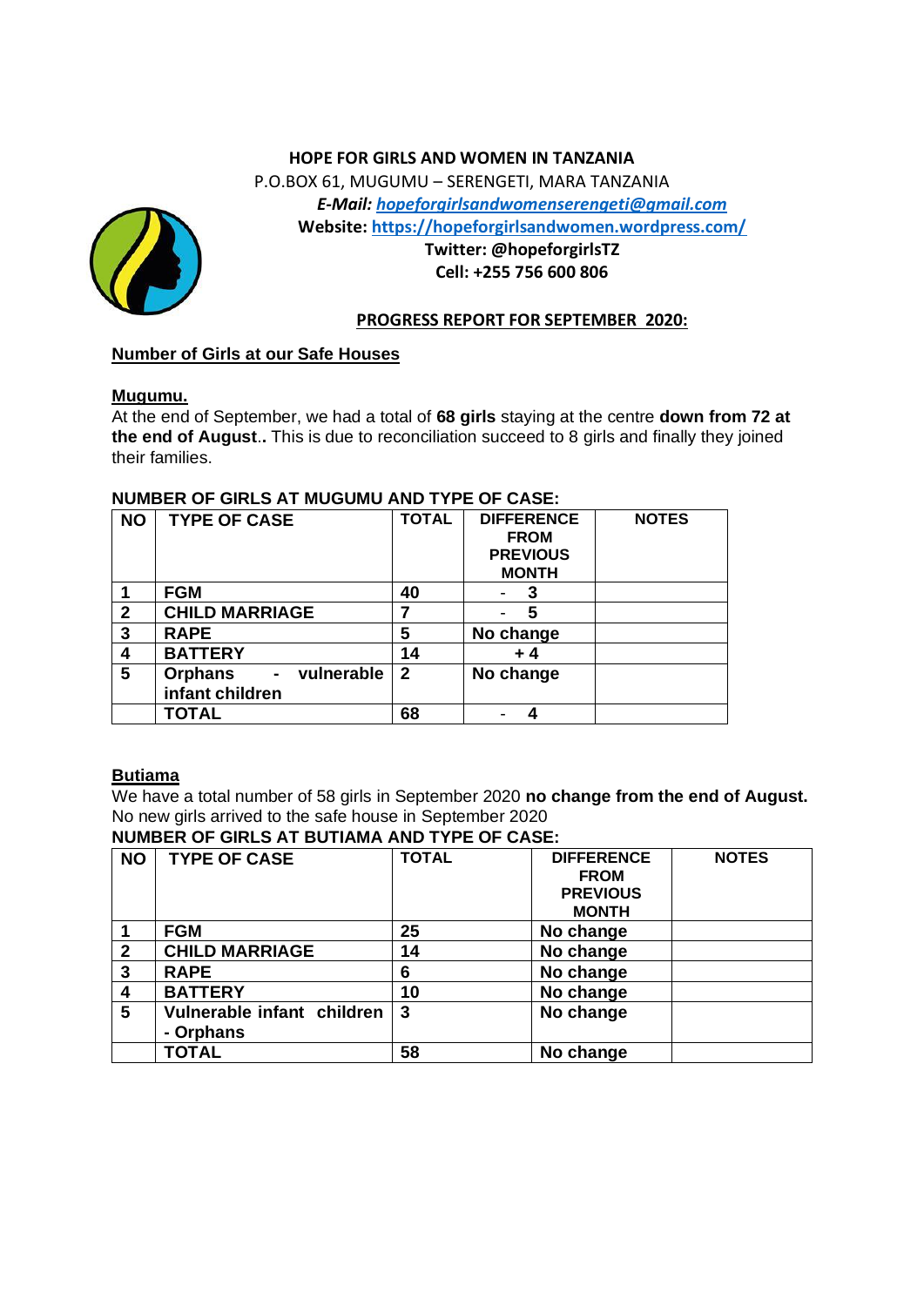**HOPE FOR GIRLS AND WOMEN IN TANZANIA**
P.O.BOX 61, MUGUMU – SERENGETI, MARA TANZANIA
***E-Mail:*** [***hopeforgirlsandwomenserengeti@gmail.com***](mailto:hopeforgirlsandwomenserengeti@gmail.com)
**Website:** [**https://hopeforgirlsandwomen.wordpress.com/**](https://hopeforgirlsandwomen.wordpress.com/)
**Twitter: @hopeforgirlsTZ**
**Cell: +255 756 600 806**

## PROGRESS REPORT FOR SEPTEMBER 2020:

### Number of Girls at our Safe Houses

#### Mugumu.

At the end of September, we had a total of **68 girls** staying at the centre **down from 72 at the end of August.**. This is due to reconciliation succeed to 8 girls and finally they joined their families.

**NUMBER OF GIRLS AT MUGUMU AND TYPE OF CASE:**

| NO | TYPE OF CASE | TOTAL | DIFFERENCE FROM PREVIOUS MONTH | NOTES |
|---|---|---|---|---|
| 1 | FGM | 40 | - 3 | |
| 2 | CHILD MARRIAGE | 7 | - 5 | |
| 3 | RAPE | 5 | No change | |
| 4 | BATTERY | 14 | + 4 | |
| 5 | Orphans - vulnerable infant children | 2 | No change | |
| | TOTAL | 68 | - 4 | |

#### Butiama

We have a total number of 58 girls in September 2020 **no change from the end of August.**
No new girls arrived to the safe house in September 2020

**NUMBER OF GIRLS AT BUTIAMA AND TYPE OF CASE:**

| NO | TYPE OF CASE | TOTAL | DIFFERENCE FROM PREVIOUS MONTH | NOTES |
|---|---|---|---|---|
| 1 | FGM | 25 | No change | |
| 2 | CHILD MARRIAGE | 14 | No change | |
| 3 | RAPE | 6 | No change | |
| 4 | BATTERY | 10 | No change | |
| 5 | Vulnerable infant children - Orphans | 3 | No change | |
| | TOTAL | 58 | No change | |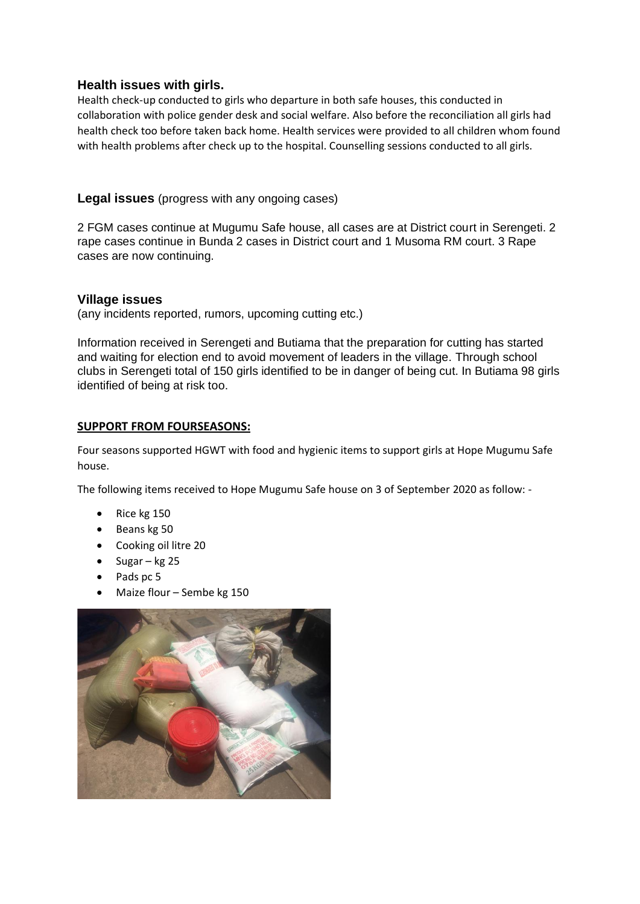### Health issues with girls.

Health check-up conducted to girls who departure in both safe houses, this conducted in collaboration with police gender desk and social welfare. Also before the reconciliation all girls had health check too before taken back home. Health services were provided to all children whom found with health problems after check up to the hospital. Counselling sessions conducted to all girls.

### **Legal issues** (progress with any ongoing cases)

2 FGM cases continue at Mugumu Safe house, all cases are at District court in Serengeti. 2 rape cases continue in Bunda 2 cases in District court and 1 Musoma RM court. 3 Rape cases are now continuing.

### Village issues

(any incidents reported, rumors, upcoming cutting etc.)

Information received in Serengeti and Butiama that the preparation for cutting has started and waiting for election end to avoid movement of leaders in the village. Through school clubs in Serengeti total of 150 girls identified to be in danger of being cut. In Butiama 98 girls identified of being at risk too.

**SUPPORT FROM FOURSEASONS:**

Four seasons supported HGWT with food and hygienic items to support girls at Hope Mugumu Safe house.

The following items received to Hope Mugumu Safe house on 3 of September 2020 as follow: -

- Rice kg 150
- Beans kg 50
- Cooking oil litre 20
- Sugar – kg 25
- Pads pc 5
- Maize flour – Sembe kg 150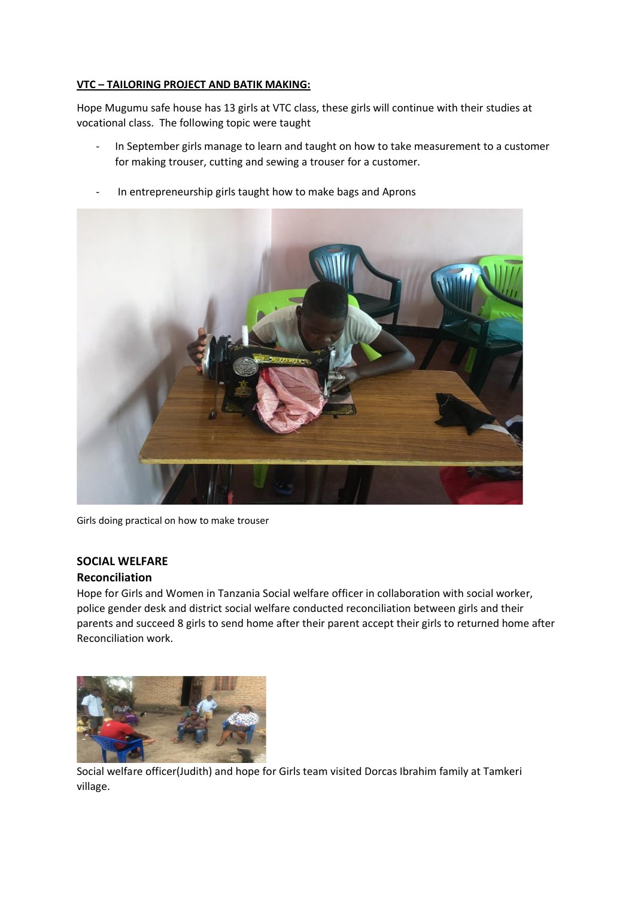**VTC – TAILORING PROJECT AND BATIK MAKING:**

Hope Mugumu safe house has 13 girls at VTC class, these girls will continue with their studies at vocational class. The following topic were taught

- In September girls manage to learn and taught on how to take measurement to a customer for making trouser, cutting and sewing a trouser for a customer.

- In entrepreneurship girls taught how to make bags and Aprons

Girls doing practical on how to make trouser

## SOCIAL WELFARE

### Reconciliation

Hope for Girls and Women in Tanzania Social welfare officer in collaboration with social worker, police gender desk and district social welfare conducted reconciliation between girls and their parents and succeed 8 girls to send home after their parent accept their girls to returned home after Reconciliation work.

Social welfare officer(Judith) and hope for Girls team visited Dorcas Ibrahim family at Tamkeri village.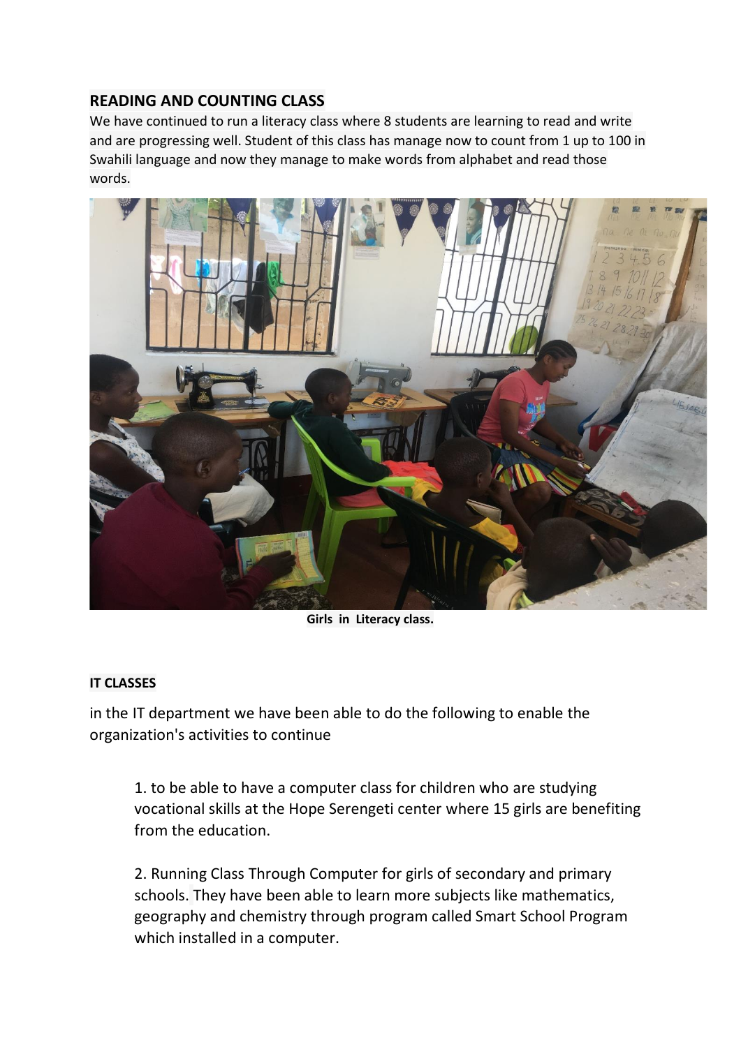## READING AND COUNTING CLASS

We have continued to run a literacy class where 8 students are learning to read and write and are progressing well. Student of this class has manage now to count from 1 up to 100 in Swahili language and now they manage to make words from alphabet and read those words.

**Girls in Literacy class.**

**IT CLASSES**

in the IT department we have been able to do the following to enable the organization's activities to continue

1. to be able to have a computer class for children who are studying vocational skills at the Hope Serengeti center where 15 girls are benefiting from the education.

2. Running Class Through Computer for girls of secondary and primary schools. They have been able to learn more subjects like mathematics, geography and chemistry through program called Smart School Program which installed in a computer.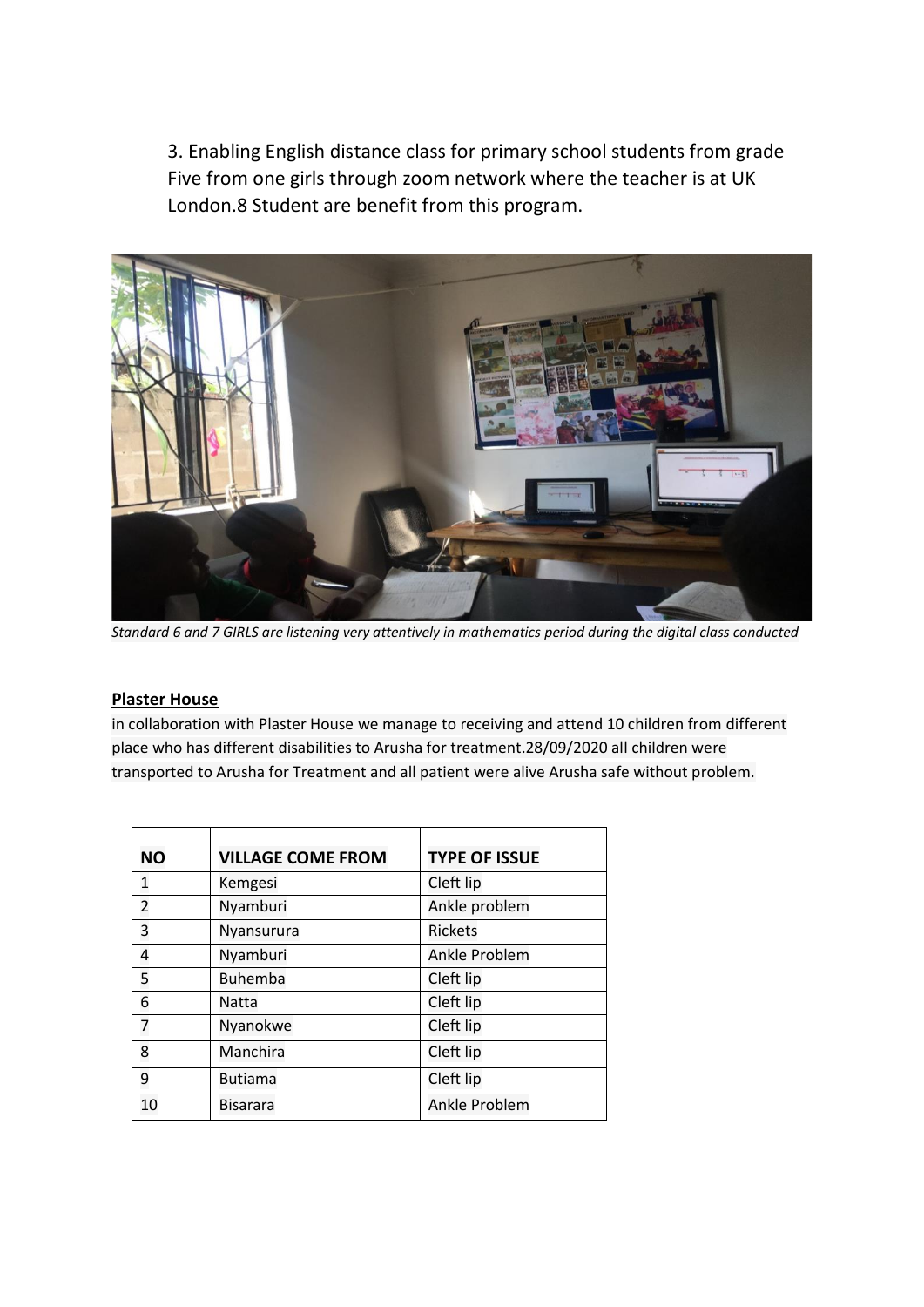3. Enabling English distance class for primary school students from grade Five from one girls through zoom network where the teacher is at UK London.8 Student are benefit from this program.

*Standard 6 and 7 GIRLS are listening very attentively in mathematics period during the digital class conducted*

**Plaster House**

in collaboration with Plaster House we manage to receiving and attend 10 children from different place who has different disabilities to Arusha for treatment.28/09/2020 all children were transported to Arusha for Treatment and all patient were alive Arusha safe without problem.

| NO | VILLAGE COME FROM | TYPE OF ISSUE |
|---|---|---|
| 1 | Kemgesi | Cleft lip |
| 2 | Nyamburi | Ankle problem |
| 3 | Nyansurura | Rickets |
| 4 | Nyamburi | Ankle Problem |
| 5 | Buhemba | Cleft lip |
| 6 | Natta | Cleft lip |
| 7 | Nyanokwe | Cleft lip |
| 8 | Manchira | Cleft lip |
| 9 | Butiama | Cleft lip |
| 10 | Bisarara | Ankle Problem |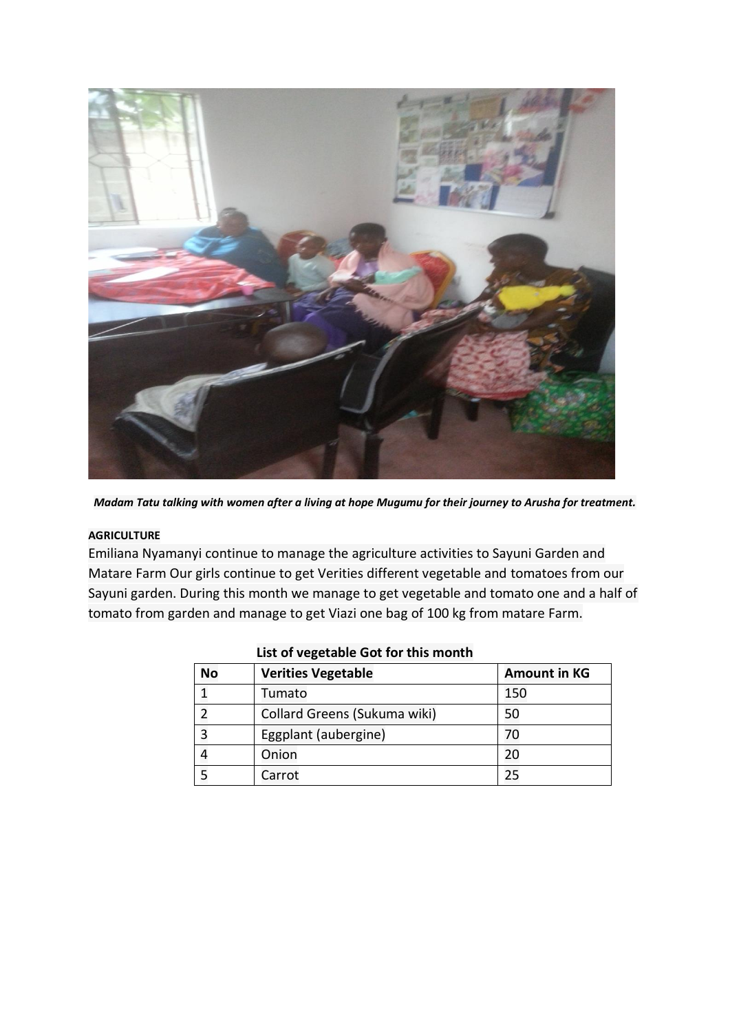*Madam Tatu talking with women after a living at hope Mugumu for their journey to Arusha for treatment.*

**AGRICULTURE**

Emiliana Nyamanyi continue to manage the agriculture activities to Sayuni Garden and Matare Farm Our girls continue to get Verities different vegetable and tomatoes from our Sayuni garden. During this month we manage to get vegetable and tomato one and a half of tomato from garden and manage to get Viazi one bag of 100 kg from matare Farm.

**List of vegetable Got for this month**

| No | Verities Vegetable | Amount in KG |
|---|---|---|
| 1 | Tumato | 150 |
| 2 | Collard Greens (Sukuma wiki) | 50 |
| 3 | Eggplant (aubergine) | 70 |
| 4 | Onion | 20 |
| 5 | Carrot | 25 |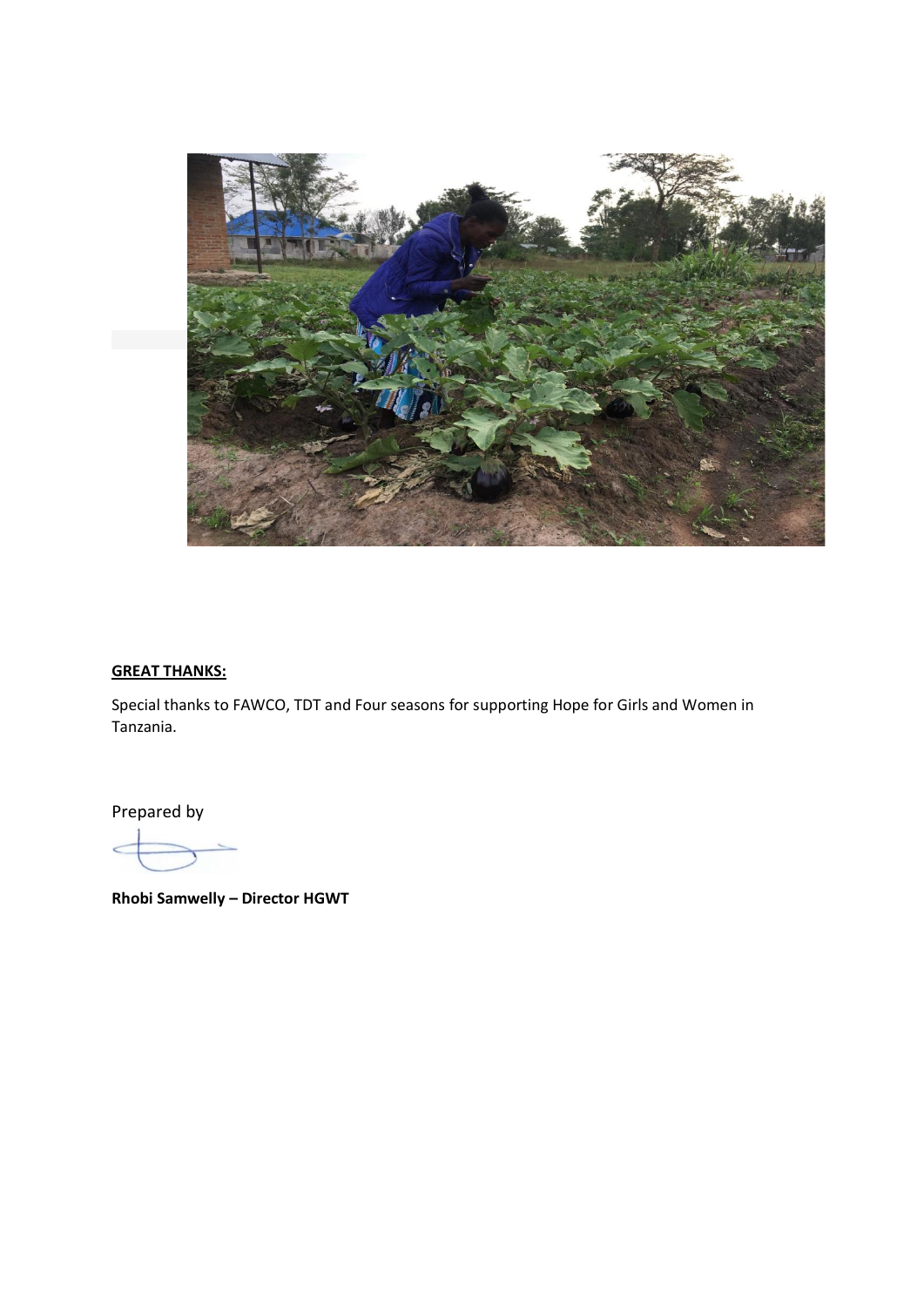**GREAT THANKS:**

Special thanks to FAWCO, TDT and Four seasons for supporting Hope for Girls and Women in Tanzania.

Prepared by

**Rhobi Samwelly – Director HGWT**